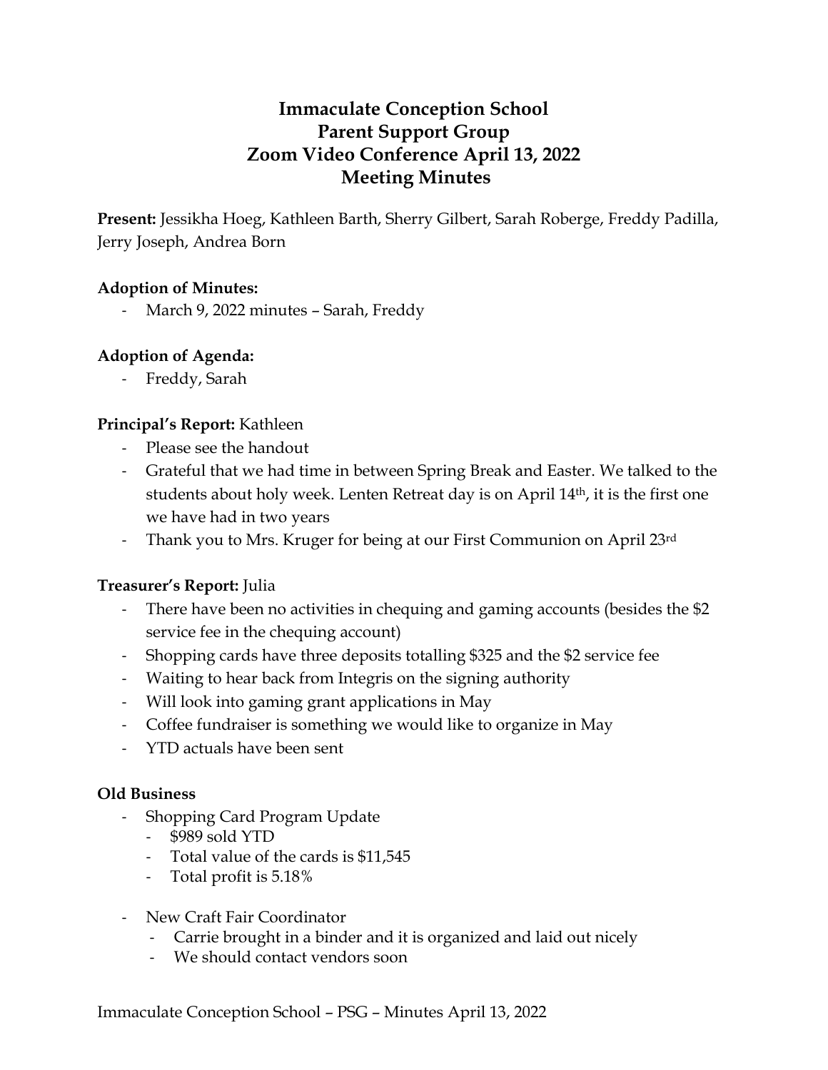# Immaculate Conception School
# Parent Support Group
# Zoom Video Conference April 13, 2022
# Meeting Minutes

**Present:** Jessikha Hoeg, Kathleen Barth, Sherry Gilbert, Sarah Roberge, Freddy Padilla, Jerry Joseph, Andrea Born

**Adoption of Minutes:**

- March 9, 2022 minutes – Sarah, Freddy

**Adoption of Agenda:**

- Freddy, Sarah

**Principal's Report:** Kathleen

- Please see the handout
- Grateful that we had time in between Spring Break and Easter. We talked to the students about holy week. Lenten Retreat day is on April 14th, it is the first one we have had in two years
- Thank you to Mrs. Kruger for being at our First Communion on April 23rd

**Treasurer's Report:** Julia

- There have been no activities in chequing and gaming accounts (besides the $2 service fee in the chequing account)
- Shopping cards have three deposits totalling $325 and the $2 service fee
- Waiting to hear back from Integris on the signing authority
- Will look into gaming grant applications in May
- Coffee fundraiser is something we would like to organize in May
- YTD actuals have been sent

**Old Business**

- Shopping Card Program Update
  - $989 sold YTD
  - Total value of the cards is $11,545
  - Total profit is 5.18%
- New Craft Fair Coordinator
  - Carrie brought in a binder and it is organized and laid out nicely
  - We should contact vendors soon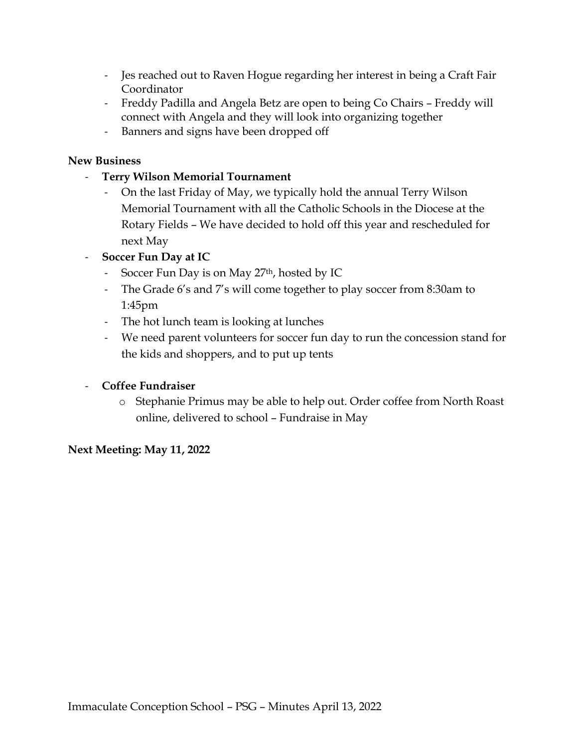- Jes reached out to Raven Hogue regarding her interest in being a Craft Fair Coordinator
- Freddy Padilla and Angela Betz are open to being Co Chairs – Freddy will connect with Angela and they will look into organizing together
- Banners and signs have been dropped off

**New Business**

- **Terry Wilson Memorial Tournament**
  - On the last Friday of May, we typically hold the annual Terry Wilson Memorial Tournament with all the Catholic Schools in the Diocese at the Rotary Fields – We have decided to hold off this year and rescheduled for next May
- **Soccer Fun Day at IC**
  - Soccer Fun Day is on May 27th, hosted by IC
  - The Grade 6's and 7's will come together to play soccer from 8:30am to 1:45pm
  - The hot lunch team is looking at lunches
  - We need parent volunteers for soccer fun day to run the concession stand for the kids and shoppers, and to put up tents
- **Coffee Fundraiser**
  - Stephanie Primus may be able to help out. Order coffee from North Roast online, delivered to school – Fundraise in May

**Next Meeting: May 11, 2022**